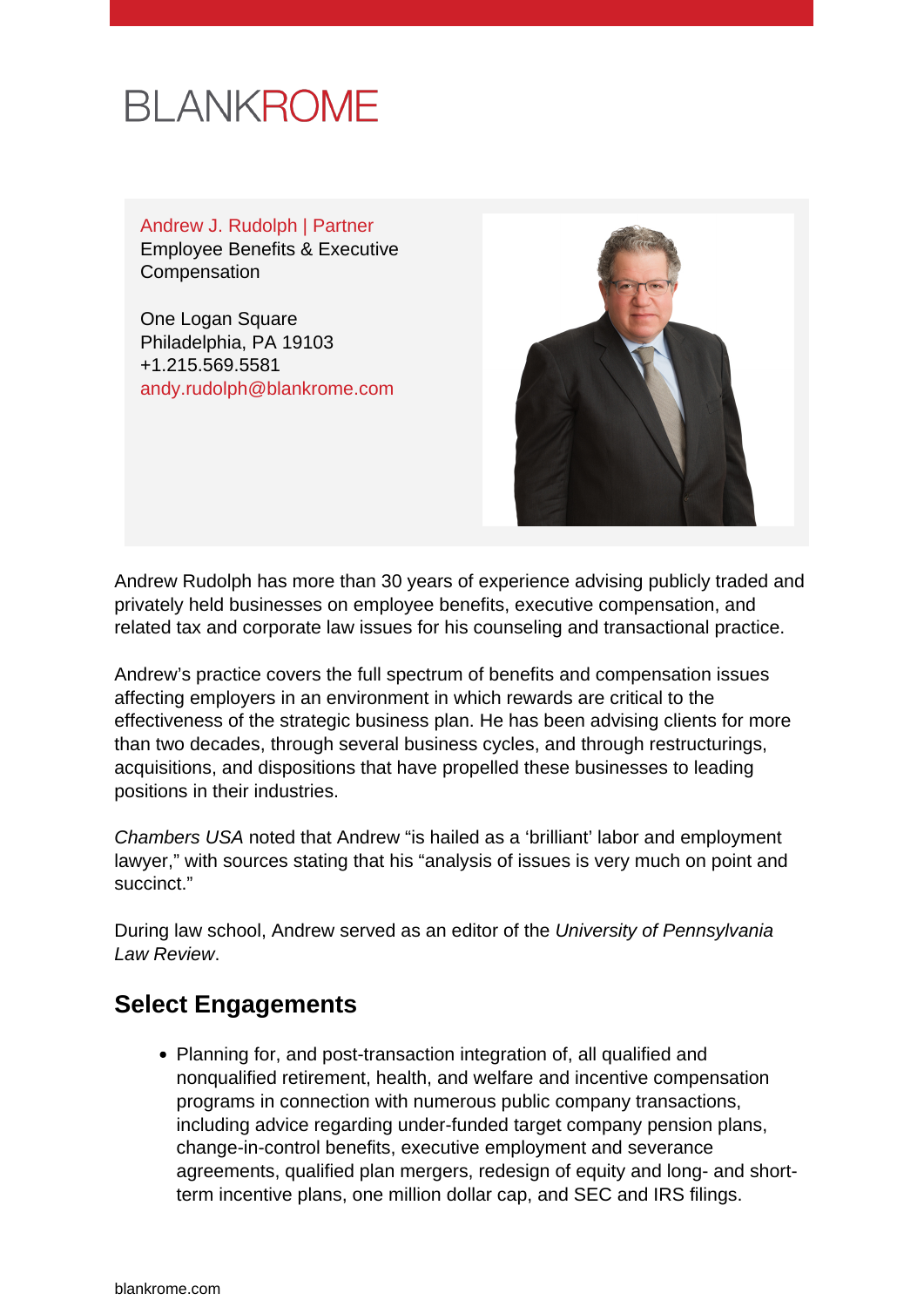BLANKROME

Andrew J. Rudolph | Partner
Employee Benefits & Executive Compensation

One Logan Square
Philadelphia, PA 19103
+1.215.569.5581
andy.rudolph@blankrome.com

Andrew Rudolph has more than 30 years of experience advising publicly traded and privately held businesses on employee benefits, executive compensation, and related tax and corporate law issues for his counseling and transactional practice.

Andrew's practice covers the full spectrum of benefits and compensation issues affecting employers in an environment in which rewards are critical to the effectiveness of the strategic business plan. He has been advising clients for more than two decades, through several business cycles, and through restructurings, acquisitions, and dispositions that have propelled these businesses to leading positions in their industries.

*Chambers USA* noted that Andrew "is hailed as a 'brilliant' labor and employment lawyer," with sources stating that his "analysis of issues is very much on point and succinct."

During law school, Andrew served as an editor of the *University of Pennsylvania Law Review*.

## Select Engagements

- Planning for, and post-transaction integration of, all qualified and nonqualified retirement, health, and welfare and incentive compensation programs in connection with numerous public company transactions, including advice regarding under-funded target company pension plans, change-in-control benefits, executive employment and severance agreements, qualified plan mergers, redesign of equity and long- and short-term incentive plans, one million dollar cap, and SEC and IRS filings.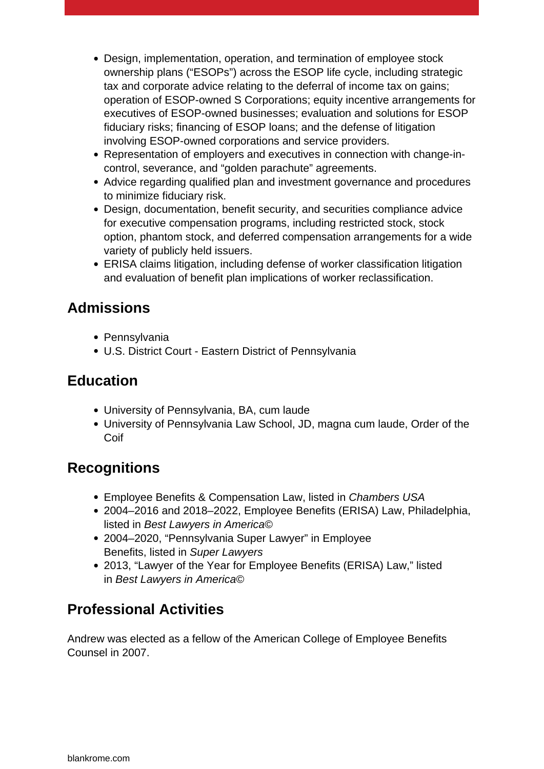- Design, implementation, operation, and termination of employee stock ownership plans (“ESOPs”) across the ESOP life cycle, including strategic tax and corporate advice relating to the deferral of income tax on gains; operation of ESOP-owned S Corporations; equity incentive arrangements for executives of ESOP-owned businesses; evaluation and solutions for ESOP fiduciary risks; financing of ESOP loans; and the defense of litigation involving ESOP-owned corporations and service providers.
- Representation of employers and executives in connection with change-in-control, severance, and “golden parachute” agreements.
- Advice regarding qualified plan and investment governance and procedures to minimize fiduciary risk.
- Design, documentation, benefit security, and securities compliance advice for executive compensation programs, including restricted stock, stock option, phantom stock, and deferred compensation arrangements for a wide variety of publicly held issuers.
- ERISA claims litigation, including defense of worker classification litigation and evaluation of benefit plan implications of worker reclassification.

## Admissions

- Pennsylvania
- U.S. District Court - Eastern District of Pennsylvania

## Education

- University of Pennsylvania, BA, cum laude
- University of Pennsylvania Law School, JD, magna cum laude, Order of the Coif

## Recognitions

- Employee Benefits & Compensation Law, listed in *Chambers USA*
- 2004–2016 and 2018–2022, Employee Benefits (ERISA) Law, Philadelphia, listed in *Best Lawyers in America©*
- 2004–2020, “Pennsylvania Super Lawyer” in Employee Benefits, listed in *Super Lawyers*
- 2013, “Lawyer of the Year for Employee Benefits (ERISA) Law,” listed in *Best Lawyers in America©*

## Professional Activities

Andrew was elected as a fellow of the American College of Employee Benefits Counsel in 2007.